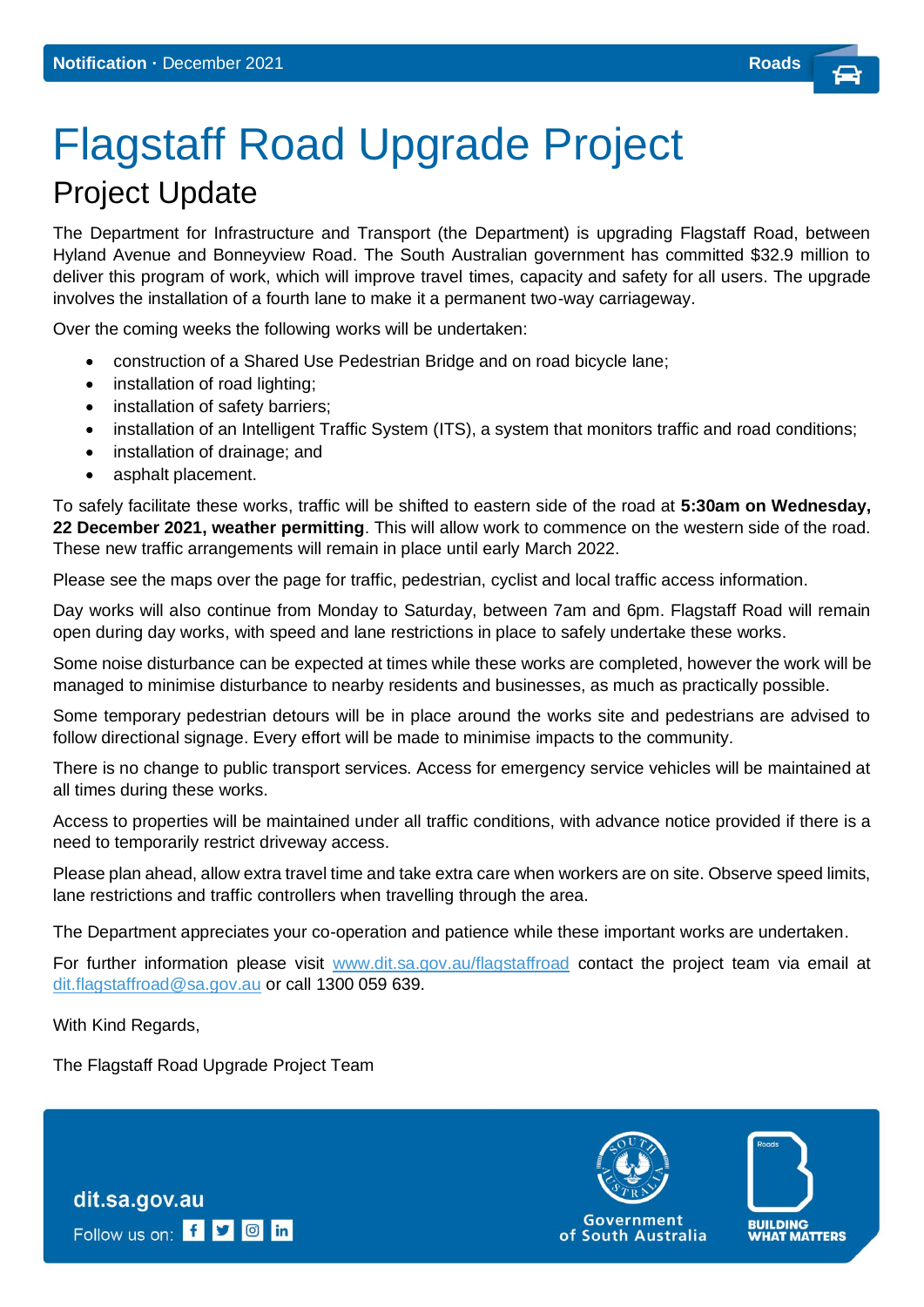**Notification** · December 2021 **Roads**

# Flagstaff Road Upgrade Project

## Project Update

The Department for Infrastructure and Transport (the Department) is upgrading Flagstaff Road, between Hyland Avenue and Bonneyview Road. The South Australian government has committed $32.9 million to deliver this program of work, which will improve travel times, capacity and safety for all users. The upgrade involves the installation of a fourth lane to make it a permanent two-way carriageway.

Over the coming weeks the following works will be undertaken:

- construction of a Shared Use Pedestrian Bridge and on road bicycle lane;
- installation of road lighting;
- installation of safety barriers;
- installation of an Intelligent Traffic System (ITS), a system that monitors traffic and road conditions;
- installation of drainage; and
- asphalt placement.

To safely facilitate these works, traffic will be shifted to eastern side of the road at **5:30am on Wednesday, 22 December 2021, weather permitting**. This will allow work to commence on the western side of the road. These new traffic arrangements will remain in place until early March 2022.

Please see the maps over the page for traffic, pedestrian, cyclist and local traffic access information.

Day works will also continue from Monday to Saturday, between 7am and 6pm. Flagstaff Road will remain open during day works, with speed and lane restrictions in place to safely undertake these works.

Some noise disturbance can be expected at times while these works are completed, however the work will be managed to minimise disturbance to nearby residents and businesses, as much as practically possible.

Some temporary pedestrian detours will be in place around the works site and pedestrians are advised to follow directional signage. Every effort will be made to minimise impacts to the community.

There is no change to public transport services. Access for emergency service vehicles will be maintained at all times during these works.

Access to properties will be maintained under all traffic conditions, with advance notice provided if there is a need to temporarily restrict driveway access.

Please plan ahead, allow extra travel time and take extra care when workers are on site. Observe speed limits, lane restrictions and traffic controllers when travelling through the area.

The Department appreciates your co-operation and patience while these important works are undertaken.

For further information please visit www.dit.sa.gov.au/flagstaffroad contact the project team via email at dit.flagstaffroad@sa.gov.au or call 1300 059 639.

With Kind Regards,

The Flagstaff Road Upgrade Project Team

dit.sa.gov.au

Follow us on:

Government of South Australia

BUILDING WHAT MATTERS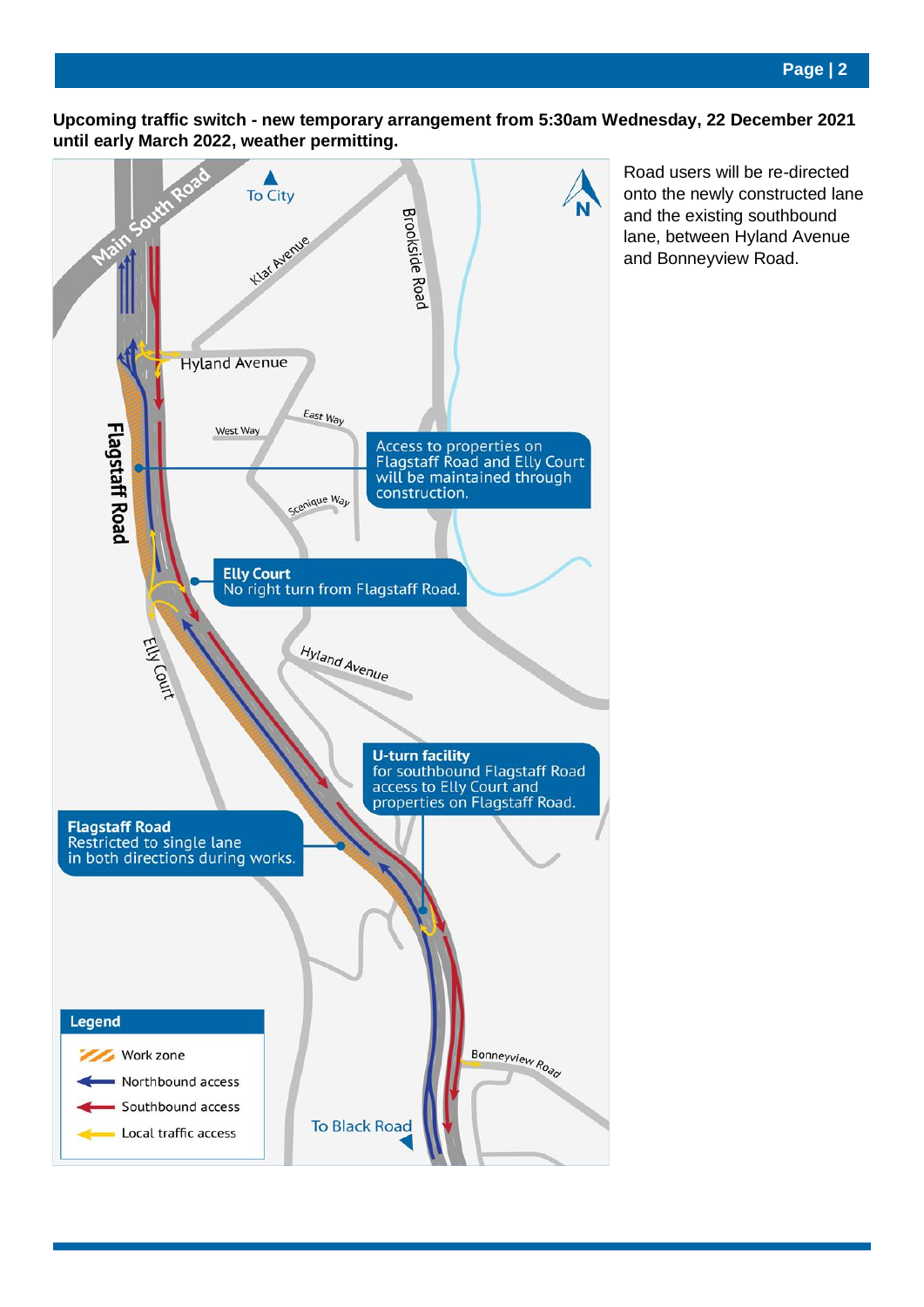**Upcoming traffic switch - new temporary arrangement from 5:30am Wednesday, 22 December 2021 until early March 2022, weather permitting.**

Main South Road

To City

N

Klar Avenue

Brookside Road

Hyland Avenue

East Way

West Way

Flagstaff Road

Access to properties on Flagstaff Road and Elly Court will be maintained through construction.

Scenique Way

**Elly Court**
No right turn from Flagstaff Road.

Elly Court

Hyland Avenue

**U-turn facility**
for southbound Flagstaff Road access to Elly Court and properties on Flagstaff Road.

**Flagstaff Road**
Restricted to single lane in both directions during works.

**Legend**

- Work zone
- Northbound access
- Southbound access
- Local traffic access

Bonneyview Road

To Black Road

Road users will be re-directed onto the newly constructed lane and the existing southbound lane, between Hyland Avenue and Bonneyview Road.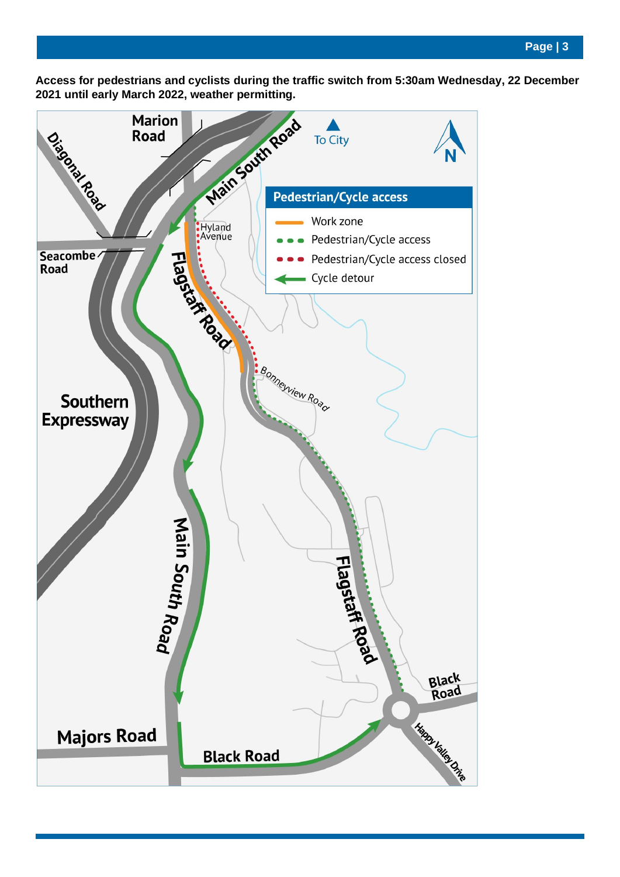**Access for pedestrians and cyclists during the traffic switch from 5:30am Wednesday, 22 December 2021 until early March 2022, weather permitting.**

Pedestrian/Cycle access

Work zone

Pedestrian/Cycle access

Pedestrian/Cycle access closed

Cycle detour

To City

N

Marion Road

Diagonal Road

Main South Road

Hyland Avenue

Seacombe Road

Flagstaff Road

Bonneyview Road

Southern Expressway

Main South Road

Flagstaff Road

Black Road

Happy Valley Drive

Majors Road

Black Road